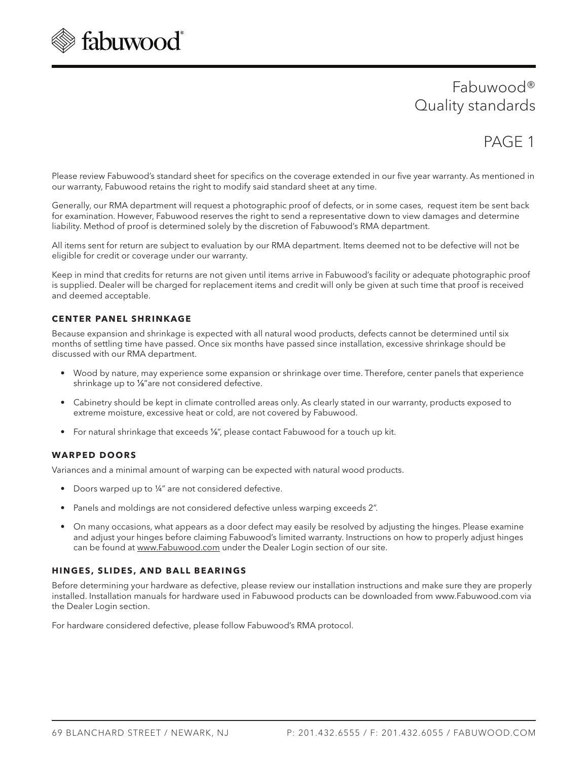# Fabuwood® Quality standards

## PAGE 1

Please review Fabuwood's standard sheet for specifics on the coverage extended in our five year warranty. As mentioned in our warranty, Fabuwood retains the right to modify said standard sheet at any time.

Generally, our RMA department will request a photographic proof of defects, or in some cases, request item be sent back for examination. However, Fabuwood reserves the right to send a representative down to view damages and determine liability. Method of proof is determined solely by the discretion of Fabuwood's RMA department.

All items sent for return are subject to evaluation by our RMA department. Items deemed not to be defective will not be eligible for credit or coverage under our warranty.

Keep in mind that credits for returns are not given until items arrive in Fabuwood's facility or adequate photographic proof is supplied. Dealer will be charged for replacement items and credit will only be given at such time that proof is received and deemed acceptable.

### CENTER PANEL SHRINKAGE

Because expansion and shrinkage is expected with all natural wood products, defects cannot be determined until six months of settling time have passed. Once six months have passed since installation, excessive shrinkage should be discussed with our RMA department.

- Wood by nature, may experience some expansion or shrinkage over time. Therefore, center panels that experience shrinkage up to ⅛"are not considered defective.
- Cabinetry should be kept in climate controlled areas only. As clearly stated in our warranty, products exposed to extreme moisture, excessive heat or cold, are not covered by Fabuwood.
- For natural shrinkage that exceeds ⅛", please contact Fabuwood for a touch up kit.

### WARPED DOORS

Variances and a minimal amount of warping can be expected with natural wood products.

- Doors warped up to ¼" are not considered defective.
- Panels and moldings are not considered defective unless warping exceeds 2".
- On many occasions, what appears as a door defect may easily be resolved by adjusting the hinges. Please examine and adjust your hinges before claiming Fabuwood's limited warranty. Instructions on how to properly adjust hinges can be found at www.Fabuwood.com under the Dealer Login section of our site.

### HINGES, SLIDES, AND BALL BEARINGS

Before determining your hardware as defective, please review our installation instructions and make sure they are properly installed. Installation manuals for hardware used in Fabuwood products can be downloaded from www.Fabuwood.com via the Dealer Login section.

For hardware considered defective, please follow Fabuwood's RMA protocol.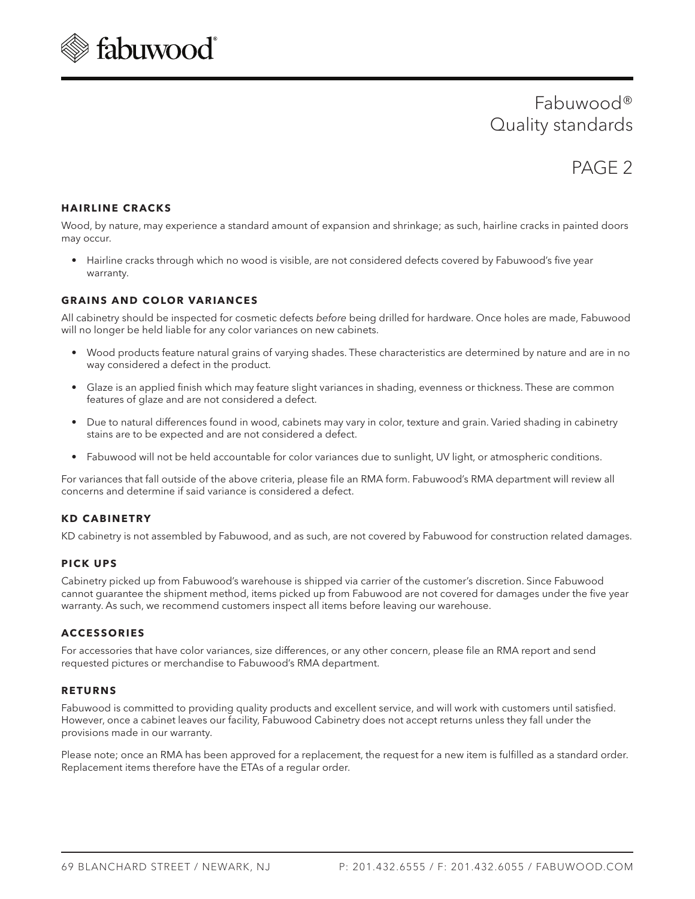# Fabuwood® Quality standards

## PAGE 2

### HAIRLINE CRACKS

Wood, by nature, may experience a standard amount of expansion and shrinkage; as such, hairline cracks in painted doors may occur.

- Hairline cracks through which no wood is visible, are not considered defects covered by Fabuwood's five year warranty.

### GRAINS AND COLOR VARIANCES

All cabinetry should be inspected for cosmetic defects *before* being drilled for hardware. Once holes are made, Fabuwood will no longer be held liable for any color variances on new cabinets.

- Wood products feature natural grains of varying shades. These characteristics are determined by nature and are in no way considered a defect in the product.
- Glaze is an applied finish which may feature slight variances in shading, evenness or thickness. These are common features of glaze and are not considered a defect.
- Due to natural differences found in wood, cabinets may vary in color, texture and grain. Varied shading in cabinetry stains are to be expected and are not considered a defect.
- Fabuwood will not be held accountable for color variances due to sunlight, UV light, or atmospheric conditions.

For variances that fall outside of the above criteria, please file an RMA form. Fabuwood's RMA department will review all concerns and determine if said variance is considered a defect.

### KD CABINETRY

KD cabinetry is not assembled by Fabuwood, and as such, are not covered by Fabuwood for construction related damages.

### PICK UPS

Cabinetry picked up from Fabuwood's warehouse is shipped via carrier of the customer's discretion. Since Fabuwood cannot guarantee the shipment method, items picked up from Fabuwood are not covered for damages under the five year warranty. As such, we recommend customers inspect all items before leaving our warehouse.

### ACCESSORIES

For accessories that have color variances, size differences, or any other concern, please file an RMA report and send requested pictures or merchandise to Fabuwood's RMA department.

### RETURNS

Fabuwood is committed to providing quality products and excellent service, and will work with customers until satisfied. However, once a cabinet leaves our facility, Fabuwood Cabinetry does not accept returns unless they fall under the provisions made in our warranty.

Please note; once an RMA has been approved for a replacement, the request for a new item is fulfilled as a standard order. Replacement items therefore have the ETAs of a regular order.